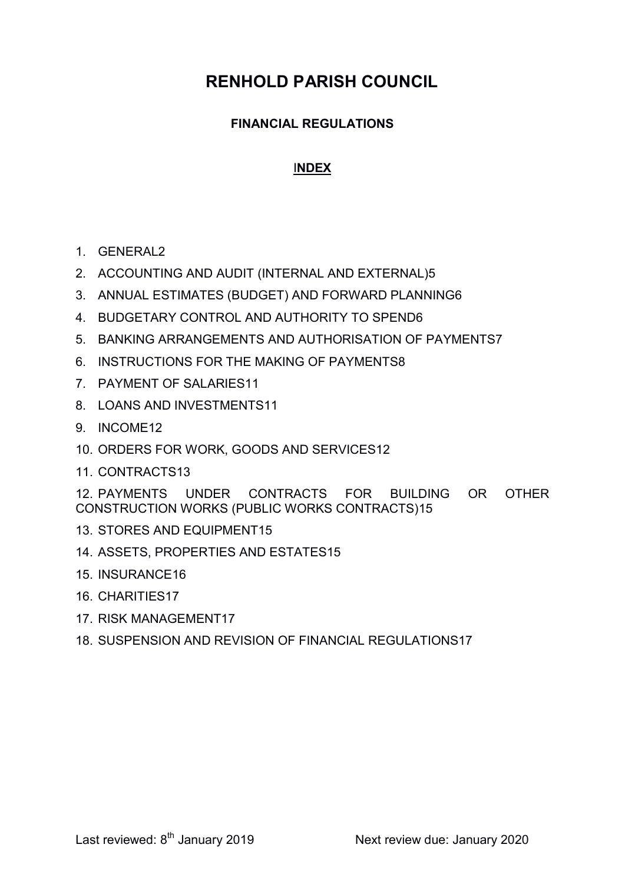# RENHOLD PARISH COUNCIL

## FINANCIAL REGULATIONS

### INDEX

1. GENERAL2
2. ACCOUNTING AND AUDIT (INTERNAL AND EXTERNAL)5
3. ANNUAL ESTIMATES (BUDGET) AND FORWARD PLANNING6
4. BUDGETARY CONTROL AND AUTHORITY TO SPEND6
5. BANKING ARRANGEMENTS AND AUTHORISATION OF PAYMENTS7
6. INSTRUCTIONS FOR THE MAKING OF PAYMENTS8
7. PAYMENT OF SALARIES11
8. LOANS AND INVESTMENTS11
9. INCOME12
10. ORDERS FOR WORK, GOODS AND SERVICES12
11. CONTRACTS13
12. PAYMENTS UNDER CONTRACTS FOR BUILDING OR OTHER CONSTRUCTION WORKS (PUBLIC WORKS CONTRACTS)15
13. STORES AND EQUIPMENT15
14. ASSETS, PROPERTIES AND ESTATES15
15. INSURANCE16
16. CHARITIES17
17. RISK MANAGEMENT17
18. SUSPENSION AND REVISION OF FINANCIAL REGULATIONS17

Last reviewed: 8th January 2019 Next review due: January 2020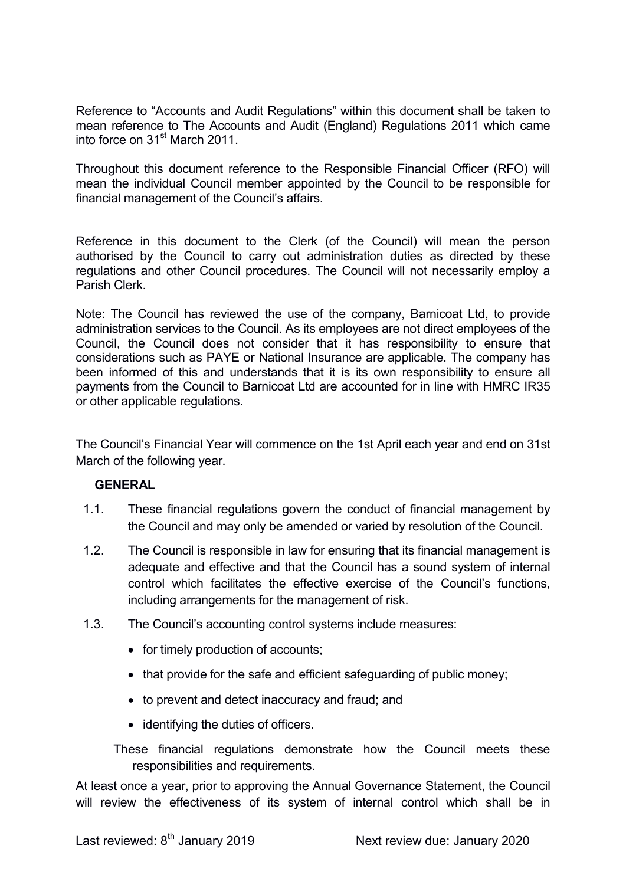Reference to "Accounts and Audit Regulations" within this document shall be taken to mean reference to The Accounts and Audit (England) Regulations 2011 which came into force on 31st March 2011.

Throughout this document reference to the Responsible Financial Officer (RFO) will mean the individual Council member appointed by the Council to be responsible for financial management of the Council's affairs.

Reference in this document to the Clerk (of the Council) will mean the person authorised by the Council to carry out administration duties as directed by these regulations and other Council procedures. The Council will not necessarily employ a Parish Clerk.

Note: The Council has reviewed the use of the company, Barnicoat Ltd, to provide administration services to the Council. As its employees are not direct employees of the Council, the Council does not consider that it has responsibility to ensure that considerations such as PAYE or National Insurance are applicable. The company has been informed of this and understands that it is its own responsibility to ensure all payments from the Council to Barnicoat Ltd are accounted for in line with HMRC IR35 or other applicable regulations.

The Council's Financial Year will commence on the 1st April each year and end on 31st March of the following year.

## GENERAL

1.1. These financial regulations govern the conduct of financial management by the Council and may only be amended or varied by resolution of the Council.

1.2. The Council is responsible in law for ensuring that its financial management is adequate and effective and that the Council has a sound system of internal control which facilitates the effective exercise of the Council's functions, including arrangements for the management of risk.

1.3. The Council's accounting control systems include measures:

- for timely production of accounts;
- that provide for the safe and efficient safeguarding of public money;
- to prevent and detect inaccuracy and fraud; and
- identifying the duties of officers.

These financial regulations demonstrate how the Council meets these responsibilities and requirements.

At least once a year, prior to approving the Annual Governance Statement, the Council will review the effectiveness of its system of internal control which shall be in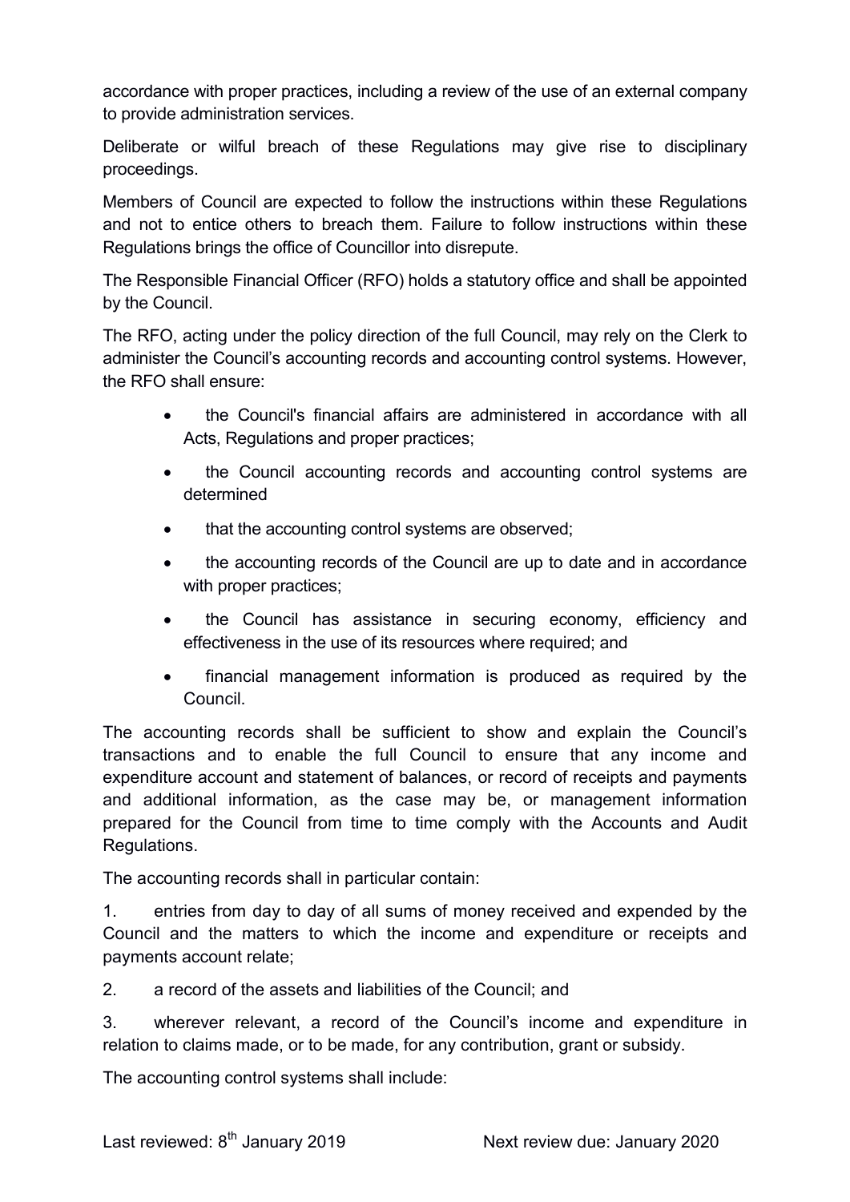accordance with proper practices, including a review of the use of an external company to provide administration services.

Deliberate or wilful breach of these Regulations may give rise to disciplinary proceedings.

Members of Council are expected to follow the instructions within these Regulations and not to entice others to breach them. Failure to follow instructions within these Regulations brings the office of Councillor into disrepute.

The Responsible Financial Officer (RFO) holds a statutory office and shall be appointed by the Council.

The RFO, acting under the policy direction of the full Council, may rely on the Clerk to administer the Council's accounting records and accounting control systems. However, the RFO shall ensure:

- the Council's financial affairs are administered in accordance with all Acts, Regulations and proper practices;
- the Council accounting records and accounting control systems are determined
- that the accounting control systems are observed;
- the accounting records of the Council are up to date and in accordance with proper practices;
- the Council has assistance in securing economy, efficiency and effectiveness in the use of its resources where required; and
- financial management information is produced as required by the Council.

The accounting records shall be sufficient to show and explain the Council's transactions and to enable the full Council to ensure that any income and expenditure account and statement of balances, or record of receipts and payments and additional information, as the case may be, or management information prepared for the Council from time to time comply with the Accounts and Audit Regulations.

The accounting records shall in particular contain:

1. entries from day to day of all sums of money received and expended by the Council and the matters to which the income and expenditure or receipts and payments account relate;
2. a record of the assets and liabilities of the Council; and
3. wherever relevant, a record of the Council's income and expenditure in relation to claims made, or to be made, for any contribution, grant or subsidy.

The accounting control systems shall include: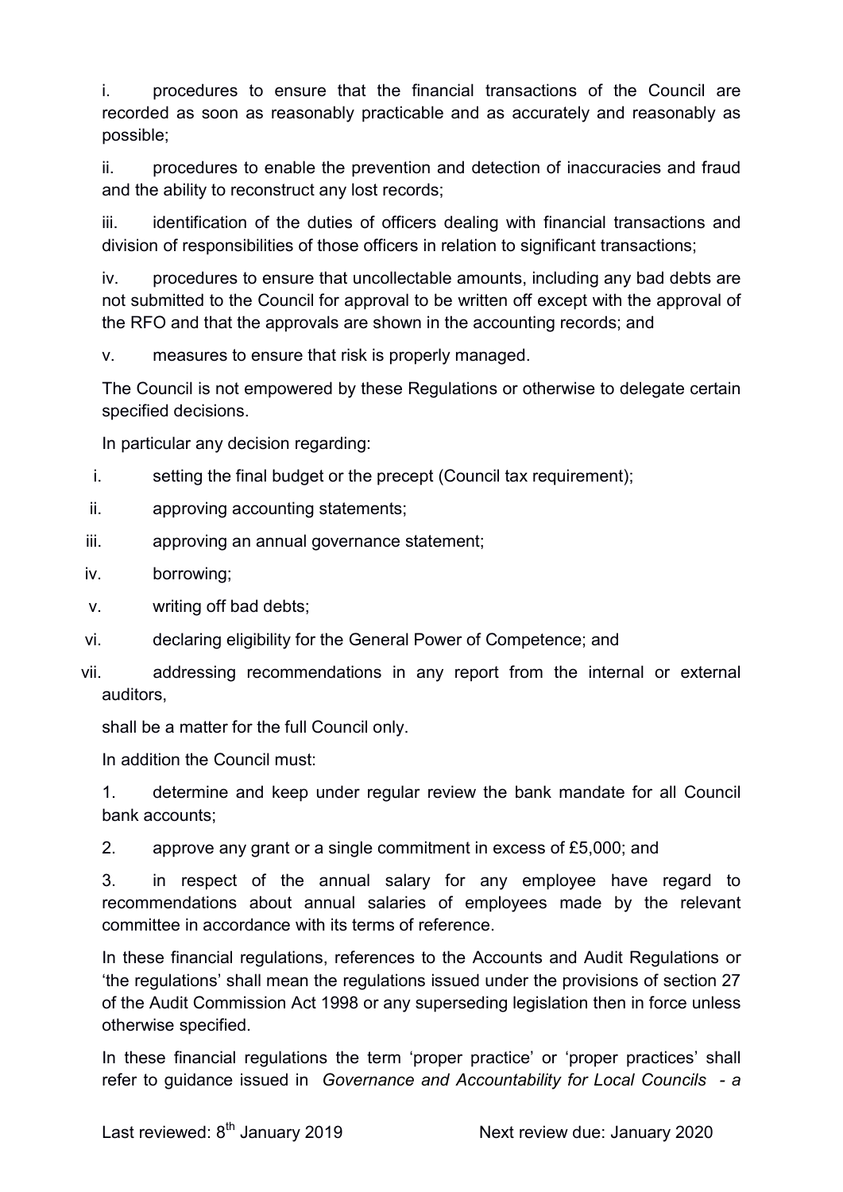i. procedures to ensure that the financial transactions of the Council are recorded as soon as reasonably practicable and as accurately and reasonably as possible;

ii. procedures to enable the prevention and detection of inaccuracies and fraud and the ability to reconstruct any lost records;

iii. identification of the duties of officers dealing with financial transactions and division of responsibilities of those officers in relation to significant transactions;

iv. procedures to ensure that uncollectable amounts, including any bad debts are not submitted to the Council for approval to be written off except with the approval of the RFO and that the approvals are shown in the accounting records; and

v. measures to ensure that risk is properly managed.

The Council is not empowered by these Regulations or otherwise to delegate certain specified decisions.

In particular any decision regarding:

i. setting the final budget or the precept (Council tax requirement);
ii. approving accounting statements;
iii. approving an annual governance statement;
iv. borrowing;
v. writing off bad debts;
vi. declaring eligibility for the General Power of Competence; and
vii. addressing recommendations in any report from the internal or external auditors,

shall be a matter for the full Council only.

In addition the Council must:

1. determine and keep under regular review the bank mandate for all Council bank accounts;
2. approve any grant or a single commitment in excess of £5,000; and
3. in respect of the annual salary for any employee have regard to recommendations about annual salaries of employees made by the relevant committee in accordance with its terms of reference.

In these financial regulations, references to the Accounts and Audit Regulations or 'the regulations' shall mean the regulations issued under the provisions of section 27 of the Audit Commission Act 1998 or any superseding legislation then in force unless otherwise specified.

In these financial regulations the term 'proper practice' or 'proper practices' shall refer to guidance issued in *Governance and Accountability for Local Councils - a*

Last reviewed: 8th January 2019 Next review due: January 2020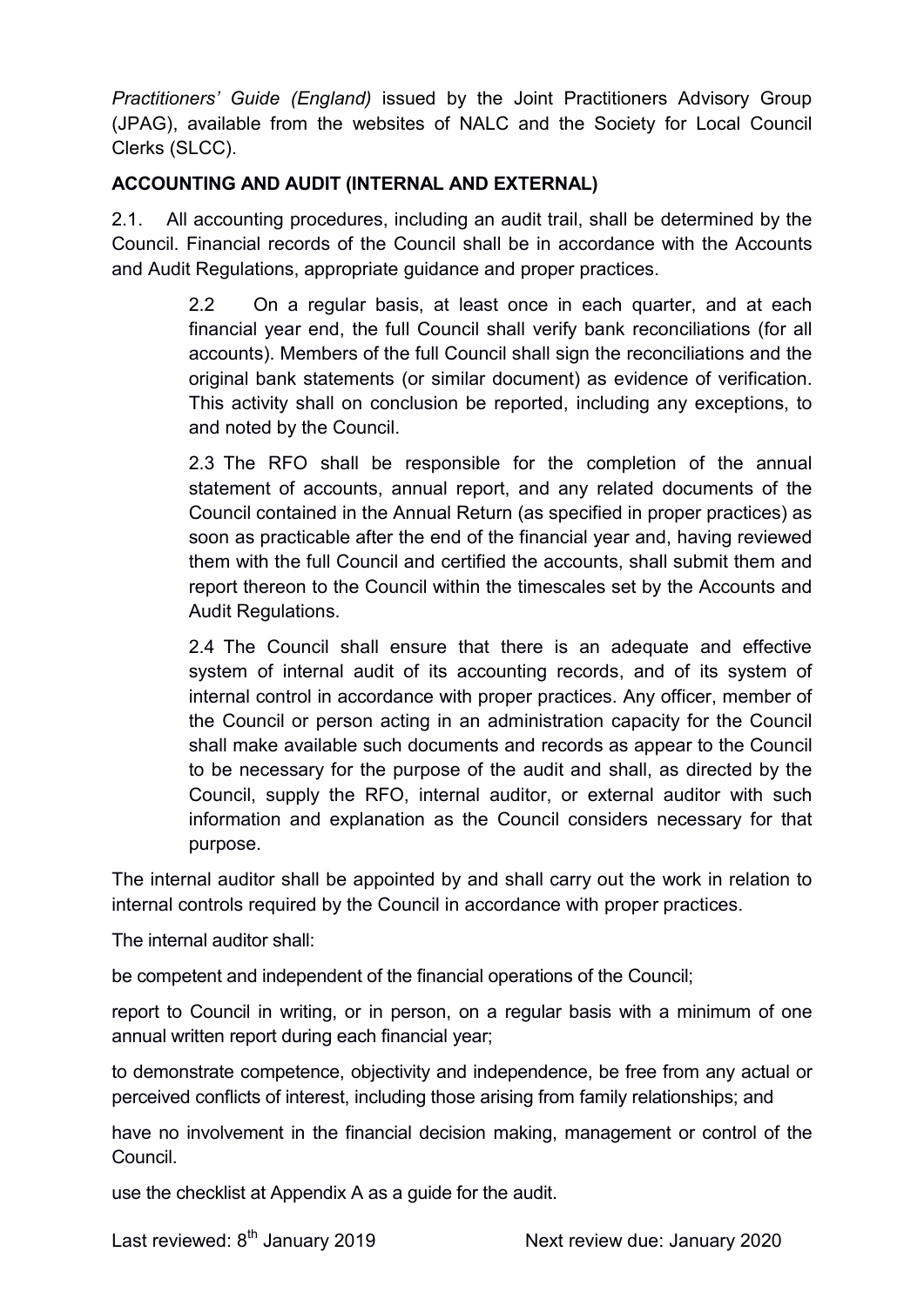*Practitioners' Guide (England)* issued by the Joint Practitioners Advisory Group (JPAG), available from the websites of NALC and the Society for Local Council Clerks (SLCC).

**ACCOUNTING AND AUDIT (INTERNAL AND EXTERNAL)**

2.1. All accounting procedures, including an audit trail, shall be determined by the Council. Financial records of the Council shall be in accordance with the Accounts and Audit Regulations, appropriate guidance and proper practices.

2.2 On a regular basis, at least once in each quarter, and at each financial year end, the full Council shall verify bank reconciliations (for all accounts). Members of the full Council shall sign the reconciliations and the original bank statements (or similar document) as evidence of verification. This activity shall on conclusion be reported, including any exceptions, to and noted by the Council.

2.3 The RFO shall be responsible for the completion of the annual statement of accounts, annual report, and any related documents of the Council contained in the Annual Return (as specified in proper practices) as soon as practicable after the end of the financial year and, having reviewed them with the full Council and certified the accounts, shall submit them and report thereon to the Council within the timescales set by the Accounts and Audit Regulations.

2.4 The Council shall ensure that there is an adequate and effective system of internal audit of its accounting records, and of its system of internal control in accordance with proper practices. Any officer, member of the Council or person acting in an administration capacity for the Council shall make available such documents and records as appear to the Council to be necessary for the purpose of the audit and shall, as directed by the Council, supply the RFO, internal auditor, or external auditor with such information and explanation as the Council considers necessary for that purpose.

The internal auditor shall be appointed by and shall carry out the work in relation to internal controls required by the Council in accordance with proper practices.

The internal auditor shall:

be competent and independent of the financial operations of the Council;

report to Council in writing, or in person, on a regular basis with a minimum of one annual written report during each financial year;

to demonstrate competence, objectivity and independence, be free from any actual or perceived conflicts of interest, including those arising from family relationships; and

have no involvement in the financial decision making, management or control of the Council.

use the checklist at Appendix A as a guide for the audit.

Last reviewed: 8th January 2019 Next review due: January 2020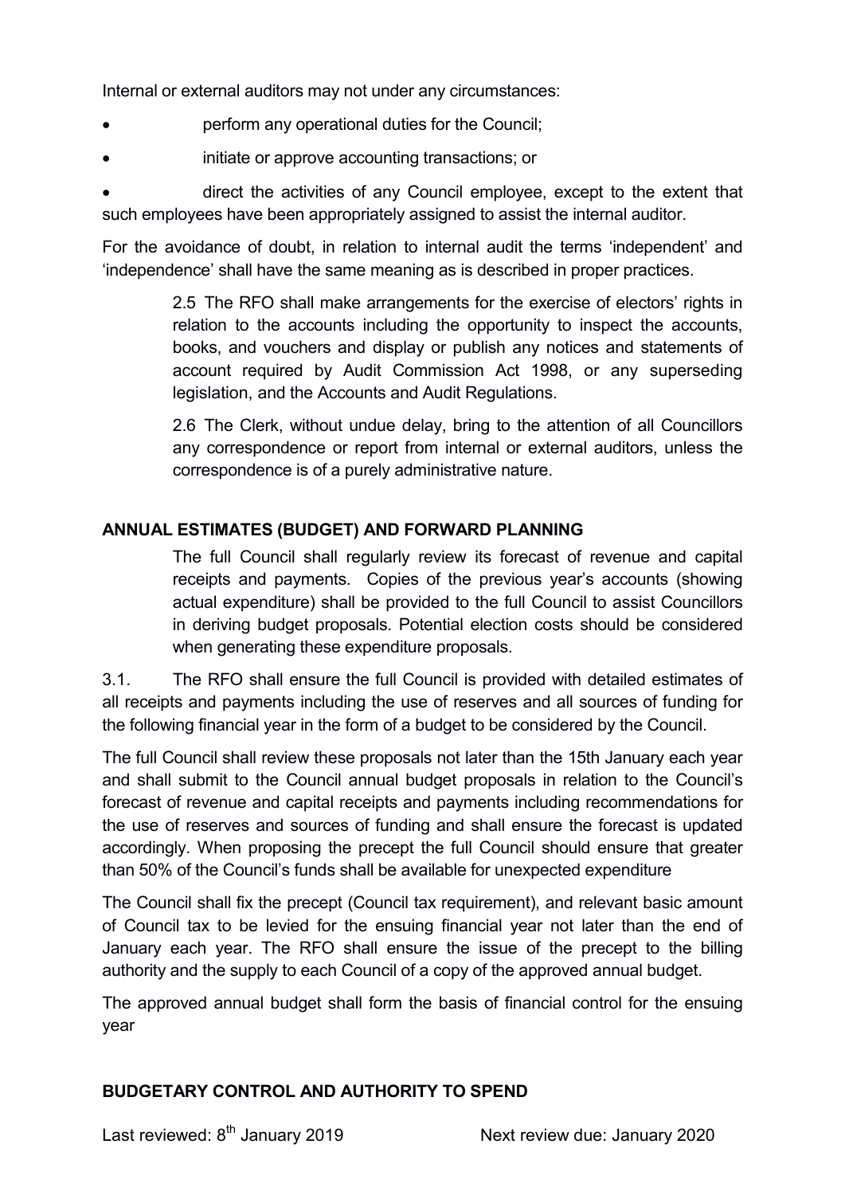Internal or external auditors may not under any circumstances:

- perform any operational duties for the Council;
- initiate or approve accounting transactions; or
- direct the activities of any Council employee, except to the extent that such employees have been appropriately assigned to assist the internal auditor.

For the avoidance of doubt, in relation to internal audit the terms 'independent' and 'independence' shall have the same meaning as is described in proper practices.

2.5 The RFO shall make arrangements for the exercise of electors' rights in relation to the accounts including the opportunity to inspect the accounts, books, and vouchers and display or publish any notices and statements of account required by Audit Commission Act 1998, or any superseding legislation, and the Accounts and Audit Regulations.

2.6 The Clerk, without undue delay, bring to the attention of all Councillors any correspondence or report from internal or external auditors, unless the correspondence is of a purely administrative nature.

**ANNUAL ESTIMATES (BUDGET) AND FORWARD PLANNING**

The full Council shall regularly review its forecast of revenue and capital receipts and payments. Copies of the previous year's accounts (showing actual expenditure) shall be provided to the full Council to assist Councillors in deriving budget proposals. Potential election costs should be considered when generating these expenditure proposals.

3.1. The RFO shall ensure the full Council is provided with detailed estimates of all receipts and payments including the use of reserves and all sources of funding for the following financial year in the form of a budget to be considered by the Council.

The full Council shall review these proposals not later than the 15th January each year and shall submit to the Council annual budget proposals in relation to the Council's forecast of revenue and capital receipts and payments including recommendations for the use of reserves and sources of funding and shall ensure the forecast is updated accordingly. When proposing the precept the full Council should ensure that greater than 50% of the Council's funds shall be available for unexpected expenditure

The Council shall fix the precept (Council tax requirement), and relevant basic amount of Council tax to be levied for the ensuing financial year not later than the end of January each year. The RFO shall ensure the issue of the precept to the billing authority and the supply to each Council of a copy of the approved annual budget.

The approved annual budget shall form the basis of financial control for the ensuing year

**BUDGETARY CONTROL AND AUTHORITY TO SPEND**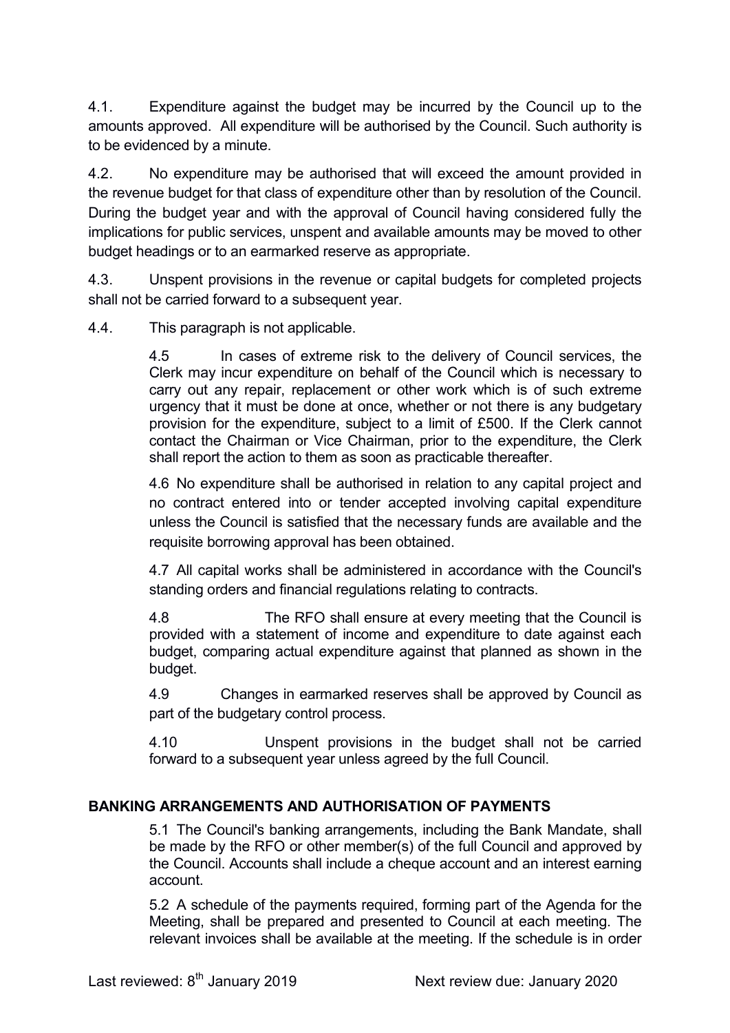4.1. Expenditure against the budget may be incurred by the Council up to the amounts approved. All expenditure will be authorised by the Council. Such authority is to be evidenced by a minute.

4.2. No expenditure may be authorised that will exceed the amount provided in the revenue budget for that class of expenditure other than by resolution of the Council. During the budget year and with the approval of Council having considered fully the implications for public services, unspent and available amounts may be moved to other budget headings or to an earmarked reserve as appropriate.

4.3. Unspent provisions in the revenue or capital budgets for completed projects shall not be carried forward to a subsequent year.

4.4. This paragraph is not applicable.

4.5 In cases of extreme risk to the delivery of Council services, the Clerk may incur expenditure on behalf of the Council which is necessary to carry out any repair, replacement or other work which is of such extreme urgency that it must be done at once, whether or not there is any budgetary provision for the expenditure, subject to a limit of £500. If the Clerk cannot contact the Chairman or Vice Chairman, prior to the expenditure, the Clerk shall report the action to them as soon as practicable thereafter.

4.6 No expenditure shall be authorised in relation to any capital project and no contract entered into or tender accepted involving capital expenditure unless the Council is satisfied that the necessary funds are available and the requisite borrowing approval has been obtained.

4.7 All capital works shall be administered in accordance with the Council's standing orders and financial regulations relating to contracts.

4.8 The RFO shall ensure at every meeting that the Council is provided with a statement of income and expenditure to date against each budget, comparing actual expenditure against that planned as shown in the budget.

4.9 Changes in earmarked reserves shall be approved by Council as part of the budgetary control process.

4.10 Unspent provisions in the budget shall not be carried forward to a subsequent year unless agreed by the full Council.

**BANKING ARRANGEMENTS AND AUTHORISATION OF PAYMENTS**

5.1 The Council's banking arrangements, including the Bank Mandate, shall be made by the RFO or other member(s) of the full Council and approved by the Council. Accounts shall include a cheque account and an interest earning account.

5.2 A schedule of the payments required, forming part of the Agenda for the Meeting, shall be prepared and presented to Council at each meeting. The relevant invoices shall be available at the meeting. If the schedule is in order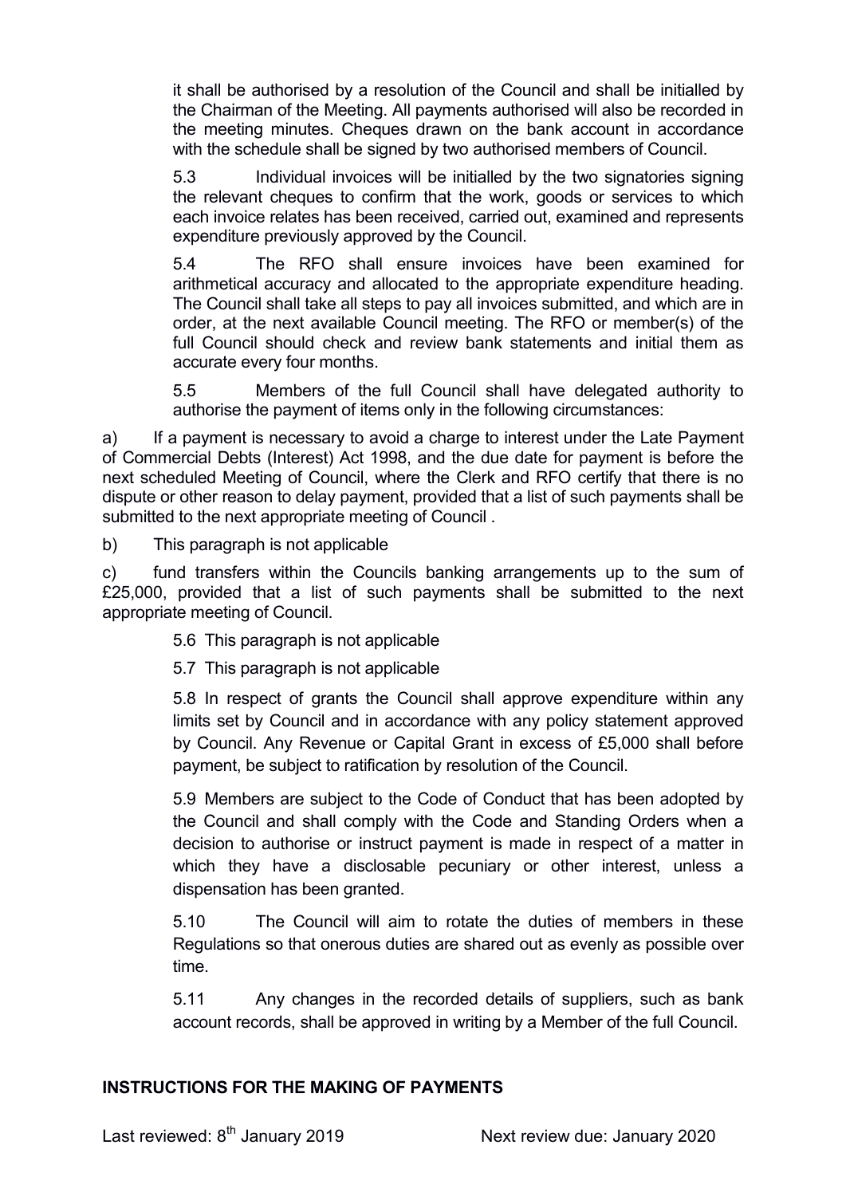it shall be authorised by a resolution of the Council and shall be initialled by the Chairman of the Meeting. All payments authorised will also be recorded in the meeting minutes. Cheques drawn on the bank account in accordance with the schedule shall be signed by two authorised members of Council.

5.3 Individual invoices will be initialled by the two signatories signing the relevant cheques to confirm that the work, goods or services to which each invoice relates has been received, carried out, examined and represents expenditure previously approved by the Council.

5.4 The RFO shall ensure invoices have been examined for arithmetical accuracy and allocated to the appropriate expenditure heading. The Council shall take all steps to pay all invoices submitted, and which are in order, at the next available Council meeting. The RFO or member(s) of the full Council should check and review bank statements and initial them as accurate every four months.

5.5 Members of the full Council shall have delegated authority to authorise the payment of items only in the following circumstances:

a) If a payment is necessary to avoid a charge to interest under the Late Payment of Commercial Debts (Interest) Act 1998, and the due date for payment is before the next scheduled Meeting of Council, where the Clerk and RFO certify that there is no dispute or other reason to delay payment, provided that a list of such payments shall be submitted to the next appropriate meeting of Council .

b) This paragraph is not applicable

c) fund transfers within the Councils banking arrangements up to the sum of £25,000, provided that a list of such payments shall be submitted to the next appropriate meeting of Council.

5.6 This paragraph is not applicable

5.7 This paragraph is not applicable

5.8 In respect of grants the Council shall approve expenditure within any limits set by Council and in accordance with any policy statement approved by Council. Any Revenue or Capital Grant in excess of £5,000 shall before payment, be subject to ratification by resolution of the Council.

5.9 Members are subject to the Code of Conduct that has been adopted by the Council and shall comply with the Code and Standing Orders when a decision to authorise or instruct payment is made in respect of a matter in which they have a disclosable pecuniary or other interest, unless a dispensation has been granted.

5.10 The Council will aim to rotate the duties of members in these Regulations so that onerous duties are shared out as evenly as possible over time.

5.11 Any changes in the recorded details of suppliers, such as bank account records, shall be approved in writing by a Member of the full Council.

## INSTRUCTIONS FOR THE MAKING OF PAYMENTS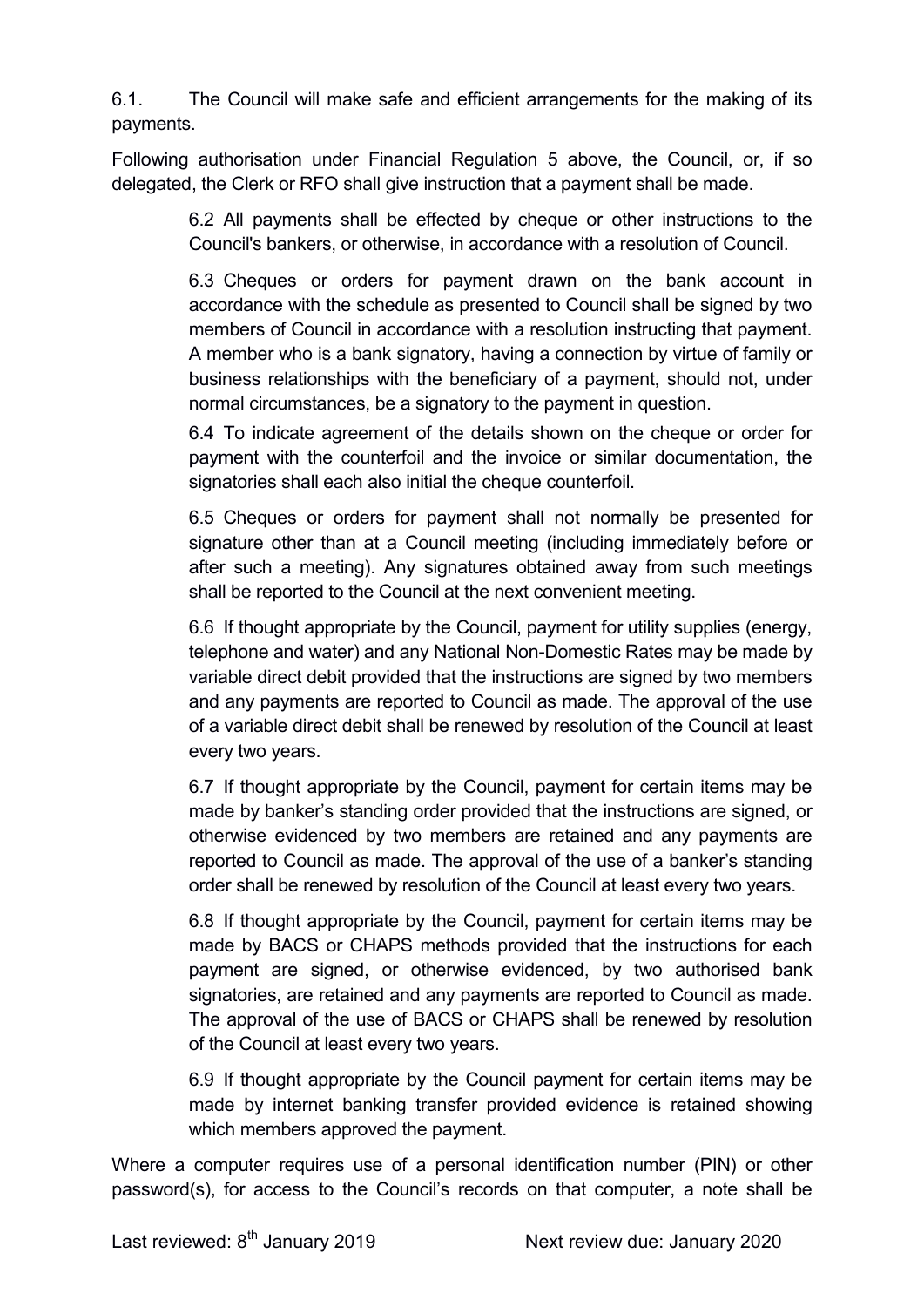6.1. The Council will make safe and efficient arrangements for the making of its payments.

Following authorisation under Financial Regulation 5 above, the Council, or, if so delegated, the Clerk or RFO shall give instruction that a payment shall be made.

6.2 All payments shall be effected by cheque or other instructions to the Council's bankers, or otherwise, in accordance with a resolution of Council.

6.3 Cheques or orders for payment drawn on the bank account in accordance with the schedule as presented to Council shall be signed by two members of Council in accordance with a resolution instructing that payment. A member who is a bank signatory, having a connection by virtue of family or business relationships with the beneficiary of a payment, should not, under normal circumstances, be a signatory to the payment in question.

6.4 To indicate agreement of the details shown on the cheque or order for payment with the counterfoil and the invoice or similar documentation, the signatories shall each also initial the cheque counterfoil.

6.5 Cheques or orders for payment shall not normally be presented for signature other than at a Council meeting (including immediately before or after such a meeting). Any signatures obtained away from such meetings shall be reported to the Council at the next convenient meeting.

6.6 If thought appropriate by the Council, payment for utility supplies (energy, telephone and water) and any National Non-Domestic Rates may be made by variable direct debit provided that the instructions are signed by two members and any payments are reported to Council as made. The approval of the use of a variable direct debit shall be renewed by resolution of the Council at least every two years.

6.7 If thought appropriate by the Council, payment for certain items may be made by banker's standing order provided that the instructions are signed, or otherwise evidenced by two members are retained and any payments are reported to Council as made. The approval of the use of a banker's standing order shall be renewed by resolution of the Council at least every two years.

6.8 If thought appropriate by the Council, payment for certain items may be made by BACS or CHAPS methods provided that the instructions for each payment are signed, or otherwise evidenced, by two authorised bank signatories, are retained and any payments are reported to Council as made. The approval of the use of BACS or CHAPS shall be renewed by resolution of the Council at least every two years.

6.9 If thought appropriate by the Council payment for certain items may be made by internet banking transfer provided evidence is retained showing which members approved the payment.

Where a computer requires use of a personal identification number (PIN) or other password(s), for access to the Council's records on that computer, a note shall be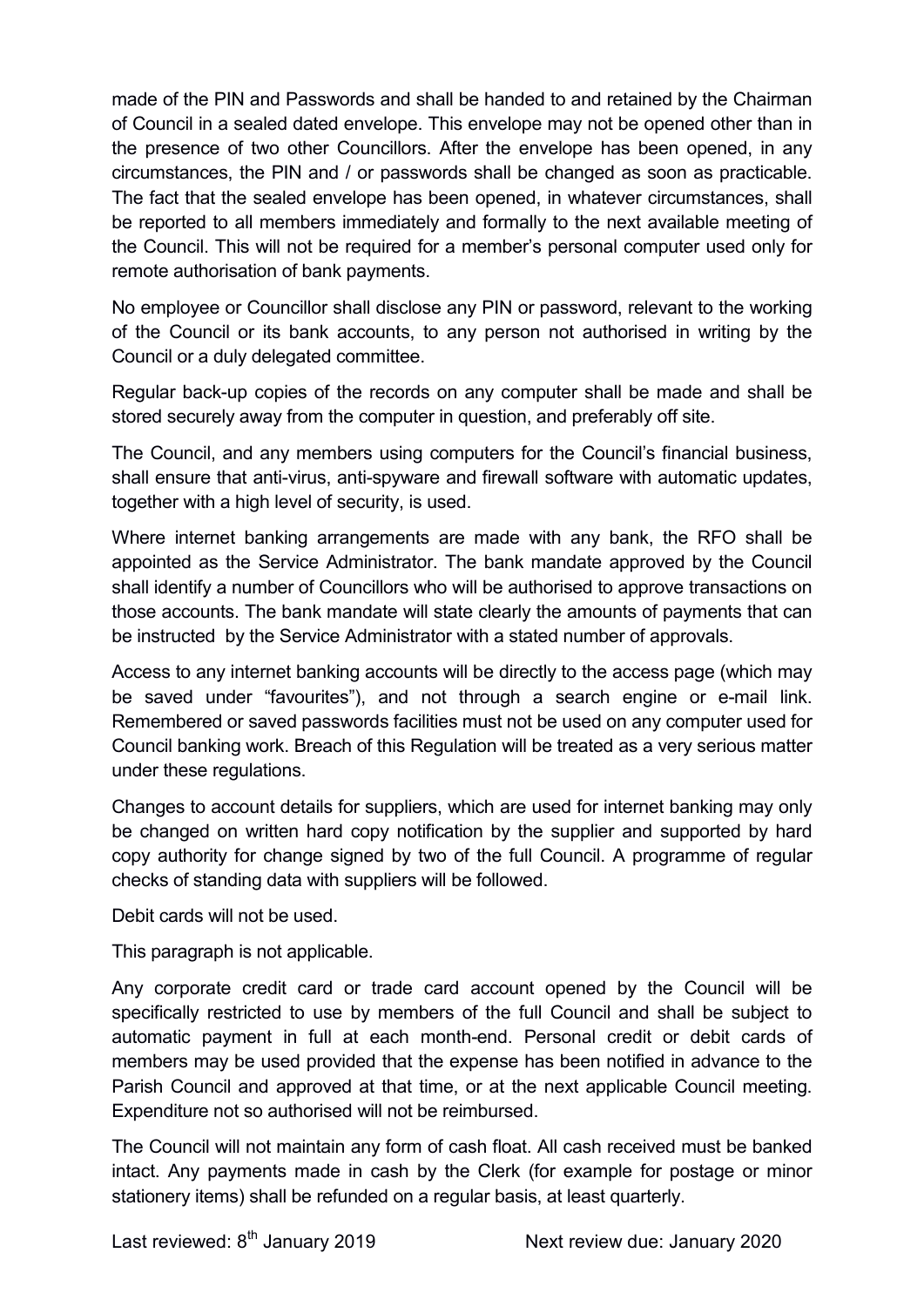made of the PIN and Passwords and shall be handed to and retained by the Chairman of Council in a sealed dated envelope. This envelope may not be opened other than in the presence of two other Councillors. After the envelope has been opened, in any circumstances, the PIN and / or passwords shall be changed as soon as practicable. The fact that the sealed envelope has been opened, in whatever circumstances, shall be reported to all members immediately and formally to the next available meeting of the Council. This will not be required for a member's personal computer used only for remote authorisation of bank payments.

No employee or Councillor shall disclose any PIN or password, relevant to the working of the Council or its bank accounts, to any person not authorised in writing by the Council or a duly delegated committee.

Regular back-up copies of the records on any computer shall be made and shall be stored securely away from the computer in question, and preferably off site.

The Council, and any members using computers for the Council's financial business, shall ensure that anti-virus, anti-spyware and firewall software with automatic updates, together with a high level of security, is used.

Where internet banking arrangements are made with any bank, the RFO shall be appointed as the Service Administrator. The bank mandate approved by the Council shall identify a number of Councillors who will be authorised to approve transactions on those accounts. The bank mandate will state clearly the amounts of payments that can be instructed by the Service Administrator with a stated number of approvals.

Access to any internet banking accounts will be directly to the access page (which may be saved under "favourites"), and not through a search engine or e-mail link. Remembered or saved passwords facilities must not be used on any computer used for Council banking work. Breach of this Regulation will be treated as a very serious matter under these regulations.

Changes to account details for suppliers, which are used for internet banking may only be changed on written hard copy notification by the supplier and supported by hard copy authority for change signed by two of the full Council. A programme of regular checks of standing data with suppliers will be followed.

Debit cards will not be used.

This paragraph is not applicable.

Any corporate credit card or trade card account opened by the Council will be specifically restricted to use by members of the full Council and shall be subject to automatic payment in full at each month-end. Personal credit or debit cards of members may be used provided that the expense has been notified in advance to the Parish Council and approved at that time, or at the next applicable Council meeting. Expenditure not so authorised will not be reimbursed.

The Council will not maintain any form of cash float. All cash received must be banked intact. Any payments made in cash by the Clerk (for example for postage or minor stationery items) shall be refunded on a regular basis, at least quarterly.

Last reviewed: 8th January 2019 Next review due: January 2020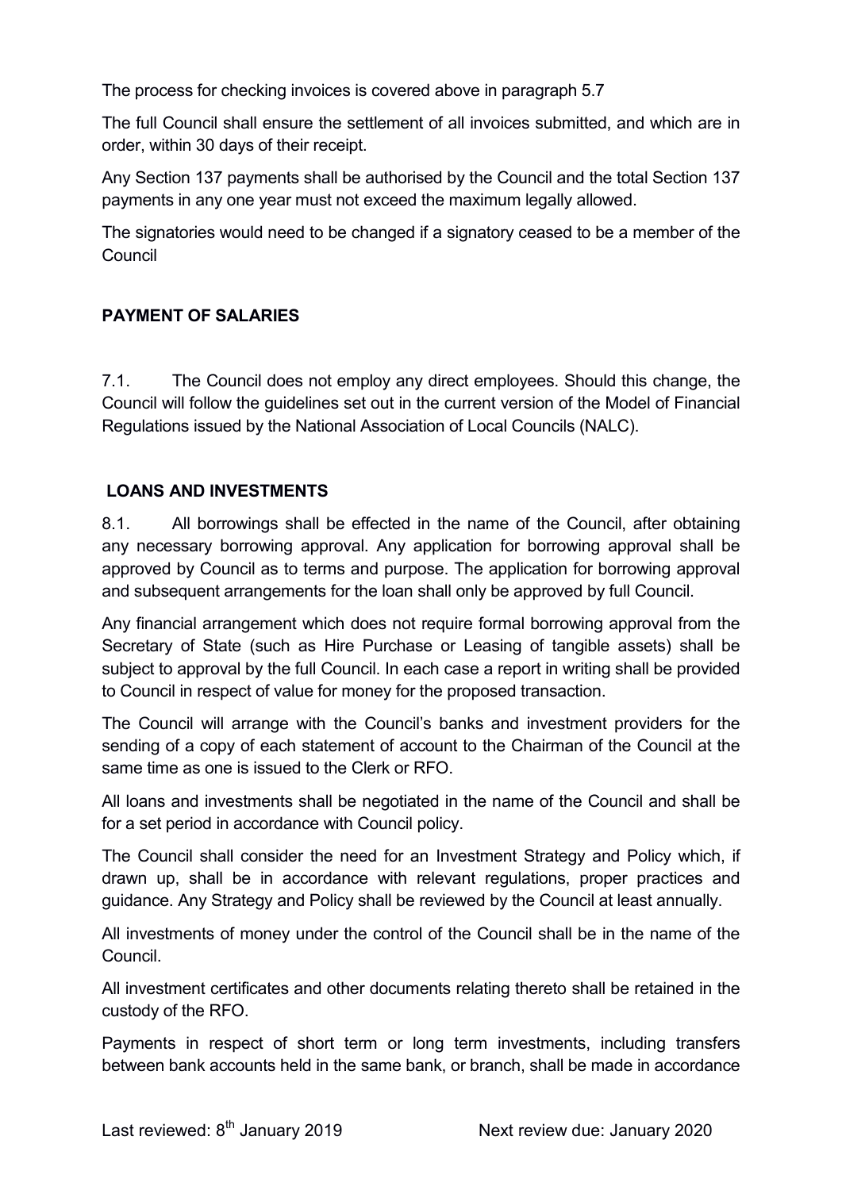The process for checking invoices is covered above in paragraph 5.7

The full Council shall ensure the settlement of all invoices submitted, and which are in order, within 30 days of their receipt.

Any Section 137 payments shall be authorised by the Council and the total Section 137 payments in any one year must not exceed the maximum legally allowed.

The signatories would need to be changed if a signatory ceased to be a member of the Council

## PAYMENT OF SALARIES

7.1. The Council does not employ any direct employees. Should this change, the Council will follow the guidelines set out in the current version of the Model of Financial Regulations issued by the National Association of Local Councils (NALC).

## LOANS AND INVESTMENTS

8.1. All borrowings shall be effected in the name of the Council, after obtaining any necessary borrowing approval. Any application for borrowing approval shall be approved by Council as to terms and purpose. The application for borrowing approval and subsequent arrangements for the loan shall only be approved by full Council.

Any financial arrangement which does not require formal borrowing approval from the Secretary of State (such as Hire Purchase or Leasing of tangible assets) shall be subject to approval by the full Council. In each case a report in writing shall be provided to Council in respect of value for money for the proposed transaction.

The Council will arrange with the Council's banks and investment providers for the sending of a copy of each statement of account to the Chairman of the Council at the same time as one is issued to the Clerk or RFO.

All loans and investments shall be negotiated in the name of the Council and shall be for a set period in accordance with Council policy.

The Council shall consider the need for an Investment Strategy and Policy which, if drawn up, shall be in accordance with relevant regulations, proper practices and guidance. Any Strategy and Policy shall be reviewed by the Council at least annually.

All investments of money under the control of the Council shall be in the name of the Council.

All investment certificates and other documents relating thereto shall be retained in the custody of the RFO.

Payments in respect of short term or long term investments, including transfers between bank accounts held in the same bank, or branch, shall be made in accordance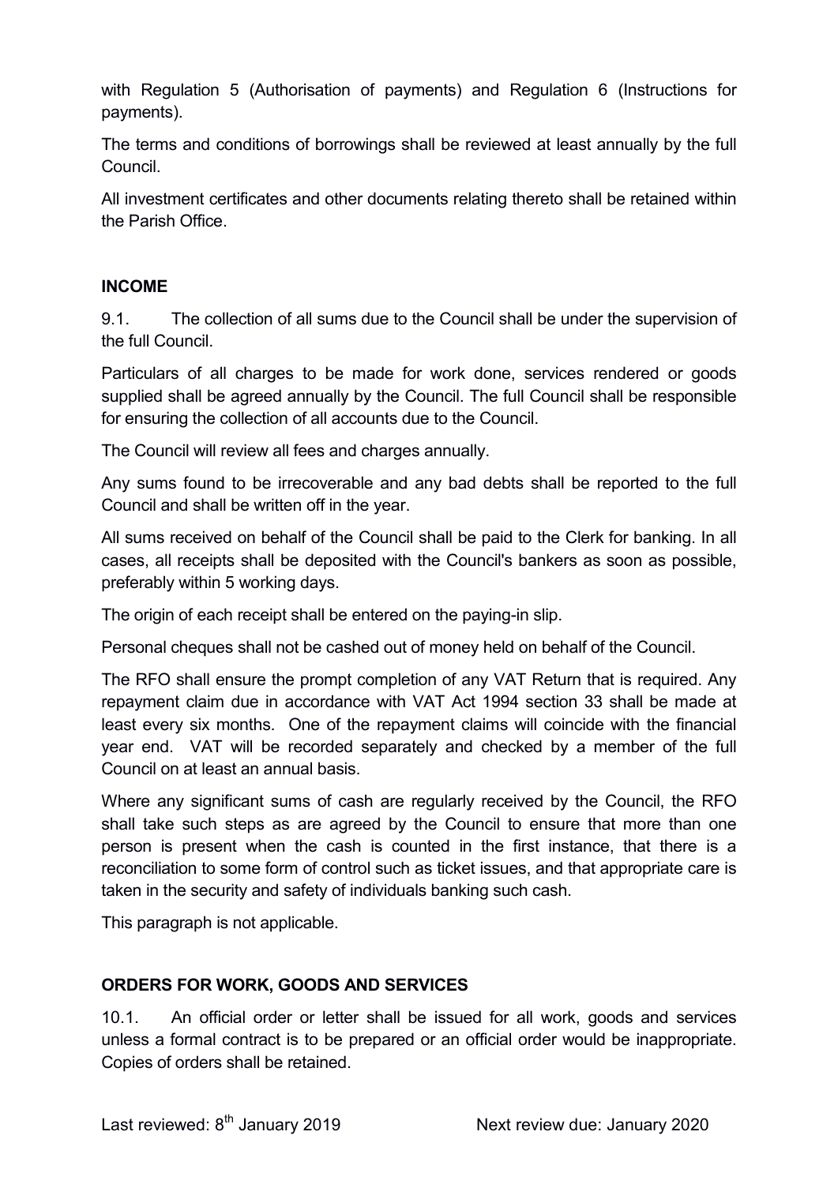with Regulation 5 (Authorisation of payments) and Regulation 6 (Instructions for payments).

The terms and conditions of borrowings shall be reviewed at least annually by the full Council.

All investment certificates and other documents relating thereto shall be retained within the Parish Office.

## INCOME

9.1. The collection of all sums due to the Council shall be under the supervision of the full Council.

Particulars of all charges to be made for work done, services rendered or goods supplied shall be agreed annually by the Council. The full Council shall be responsible for ensuring the collection of all accounts due to the Council.

The Council will review all fees and charges annually.

Any sums found to be irrecoverable and any bad debts shall be reported to the full Council and shall be written off in the year.

All sums received on behalf of the Council shall be paid to the Clerk for banking. In all cases, all receipts shall be deposited with the Council's bankers as soon as possible, preferably within 5 working days.

The origin of each receipt shall be entered on the paying-in slip.

Personal cheques shall not be cashed out of money held on behalf of the Council.

The RFO shall ensure the prompt completion of any VAT Return that is required. Any repayment claim due in accordance with VAT Act 1994 section 33 shall be made at least every six months. One of the repayment claims will coincide with the financial year end. VAT will be recorded separately and checked by a member of the full Council on at least an annual basis.

Where any significant sums of cash are regularly received by the Council, the RFO shall take such steps as are agreed by the Council to ensure that more than one person is present when the cash is counted in the first instance, that there is a reconciliation to some form of control such as ticket issues, and that appropriate care is taken in the security and safety of individuals banking such cash.

This paragraph is not applicable.

## ORDERS FOR WORK, GOODS AND SERVICES

10.1. An official order or letter shall be issued for all work, goods and services unless a formal contract is to be prepared or an official order would be inappropriate. Copies of orders shall be retained.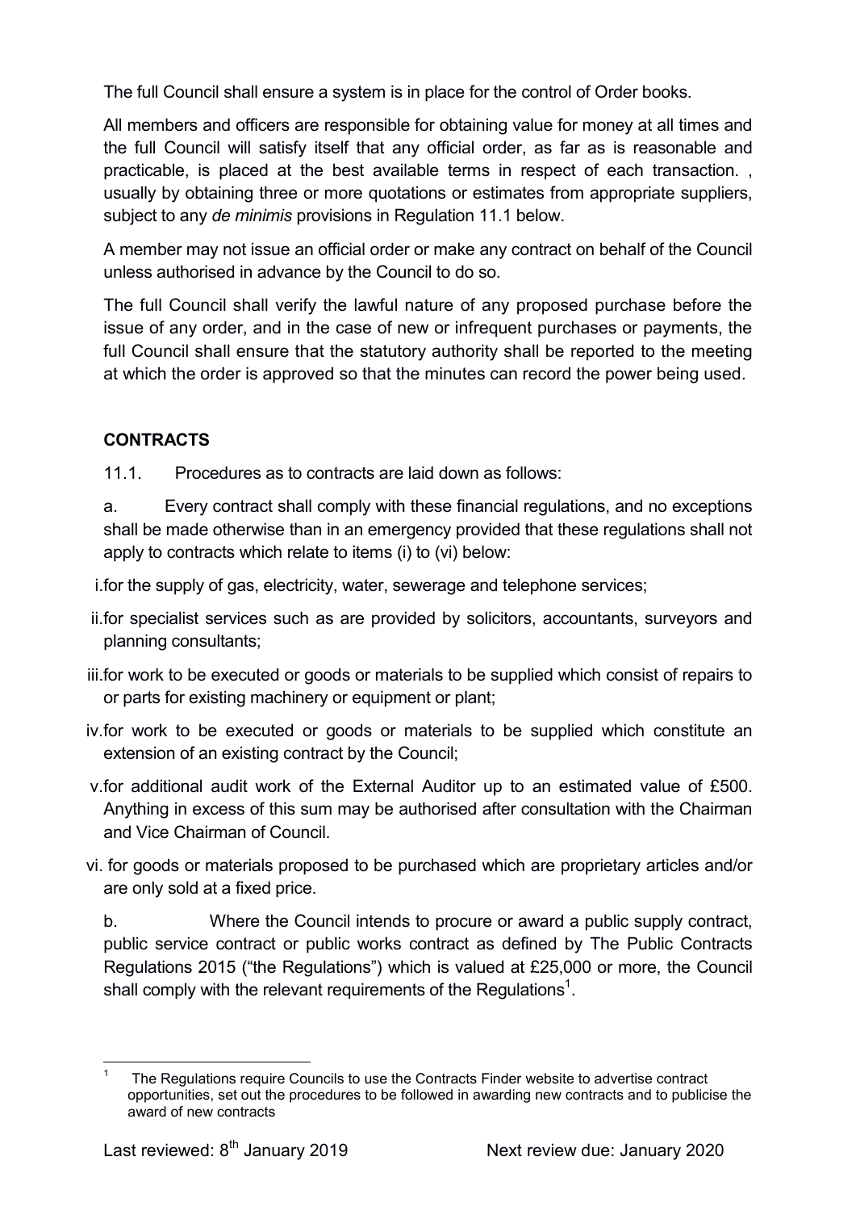The full Council shall ensure a system is in place for the control of Order books.

All members and officers are responsible for obtaining value for money at all times and the full Council will satisfy itself that any official order, as far as is reasonable and practicable, is placed at the best available terms in respect of each transaction. , usually by obtaining three or more quotations or estimates from appropriate suppliers, subject to any *de minimis* provisions in Regulation 11.1 below.

A member may not issue an official order or make any contract on behalf of the Council unless authorised in advance by the Council to do so.

The full Council shall verify the lawful nature of any proposed purchase before the issue of any order, and in the case of new or infrequent purchases or payments, the full Council shall ensure that the statutory authority shall be reported to the meeting at which the order is approved so that the minutes can record the power being used.

## CONTRACTS

11.1. Procedures as to contracts are laid down as follows:

a. Every contract shall comply with these financial regulations, and no exceptions shall be made otherwise than in an emergency provided that these regulations shall not apply to contracts which relate to items (i) to (vi) below:

i. for the supply of gas, electricity, water, sewerage and telephone services;

ii. for specialist services such as are provided by solicitors, accountants, surveyors and planning consultants;

iii. for work to be executed or goods or materials to be supplied which consist of repairs to or parts for existing machinery or equipment or plant;

iv. for work to be executed or goods or materials to be supplied which constitute an extension of an existing contract by the Council;

v. for additional audit work of the External Auditor up to an estimated value of £500. Anything in excess of this sum may be authorised after consultation with the Chairman and Vice Chairman of Council.

vi. for goods or materials proposed to be purchased which are proprietary articles and/or are only sold at a fixed price.

b. Where the Council intends to procure or award a public supply contract, public service contract or public works contract as defined by The Public Contracts Regulations 2015 ("the Regulations") which is valued at £25,000 or more, the Council shall comply with the relevant requirements of the Regulations[1].

[1] The Regulations require Councils to use the Contracts Finder website to advertise contract opportunities, set out the procedures to be followed in awarding new contracts and to publicise the award of new contracts

Last reviewed: 8th January 2019 Next review due: January 2020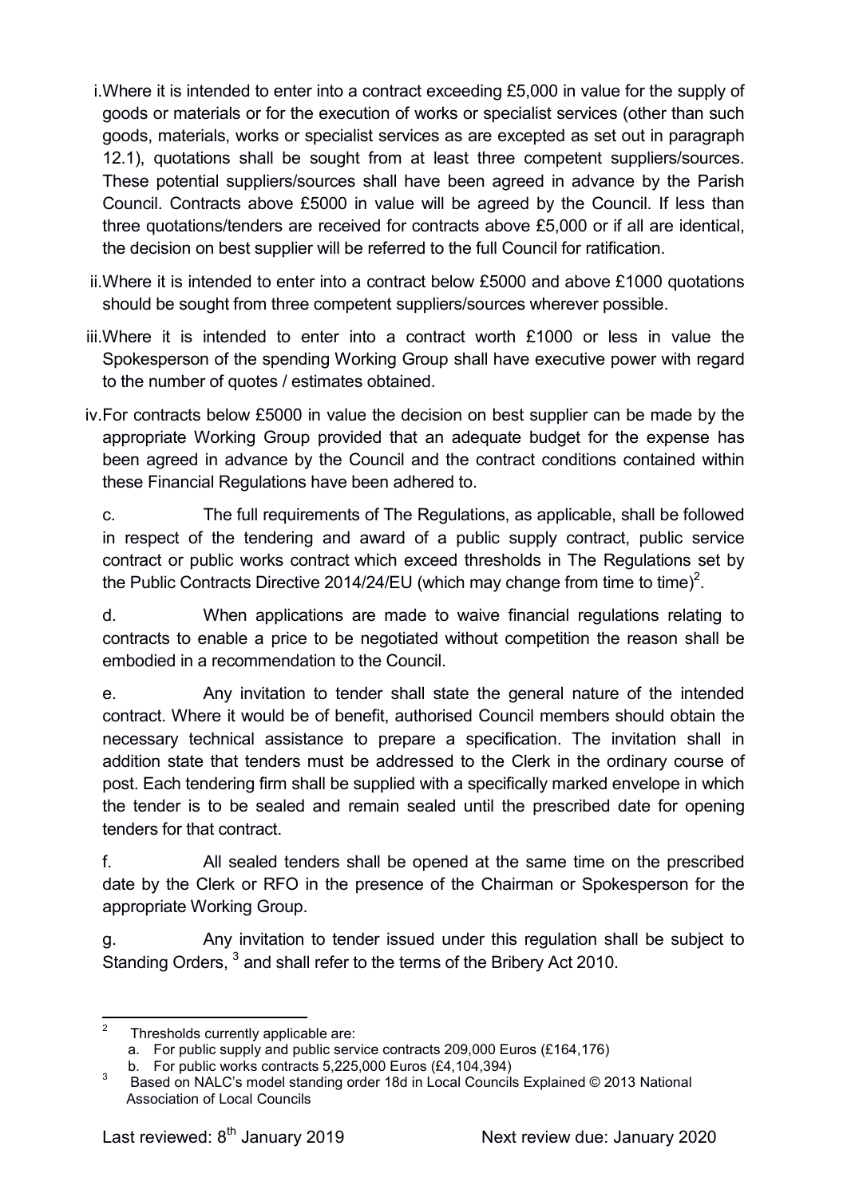i. Where it is intended to enter into a contract exceeding £5,000 in value for the supply of goods or materials or for the execution of works or specialist services (other than such goods, materials, works or specialist services as are excepted as set out in paragraph 12.1), quotations shall be sought from at least three competent suppliers/sources. These potential suppliers/sources shall have been agreed in advance by the Parish Council. Contracts above £5000 in value will be agreed by the Council. If less than three quotations/tenders are received for contracts above £5,000 or if all are identical, the decision on best supplier will be referred to the full Council for ratification.

ii. Where it is intended to enter into a contract below £5000 and above £1000 quotations should be sought from three competent suppliers/sources wherever possible.

iii. Where it is intended to enter into a contract worth £1000 or less in value the Spokesperson of the spending Working Group shall have executive power with regard to the number of quotes / estimates obtained.

iv. For contracts below £5000 in value the decision on best supplier can be made by the appropriate Working Group provided that an adequate budget for the expense has been agreed in advance by the Council and the contract conditions contained within these Financial Regulations have been adhered to.

c. The full requirements of The Regulations, as applicable, shall be followed in respect of the tendering and award of a public supply contract, public service contract or public works contract which exceed thresholds in The Regulations set by the Public Contracts Directive 2014/24/EU (which may change from time to time)[2].

d. When applications are made to waive financial regulations relating to contracts to enable a price to be negotiated without competition the reason shall be embodied in a recommendation to the Council.

e. Any invitation to tender shall state the general nature of the intended contract. Where it would be of benefit, authorised Council members should obtain the necessary technical assistance to prepare a specification. The invitation shall in addition state that tenders must be addressed to the Clerk in the ordinary course of post. Each tendering firm shall be supplied with a specifically marked envelope in which the tender is to be sealed and remain sealed until the prescribed date for opening tenders for that contract.

f. All sealed tenders shall be opened at the same time on the prescribed date by the Clerk or RFO in the presence of the Chairman or Spokesperson for the appropriate Working Group.

g. Any invitation to tender issued under this regulation shall be subject to Standing Orders, [3] and shall refer to the terms of the Bribery Act 2010.

---

[2] Thresholds currently applicable are:
a. For public supply and public service contracts 209,000 Euros (£164,176)
b. For public works contracts 5,225,000 Euros (£4,104,394)

[3] Based on NALC's model standing order 18d in Local Councils Explained © 2013 National Association of Local Councils

Last reviewed: 8th January 2019 Next review due: January 2020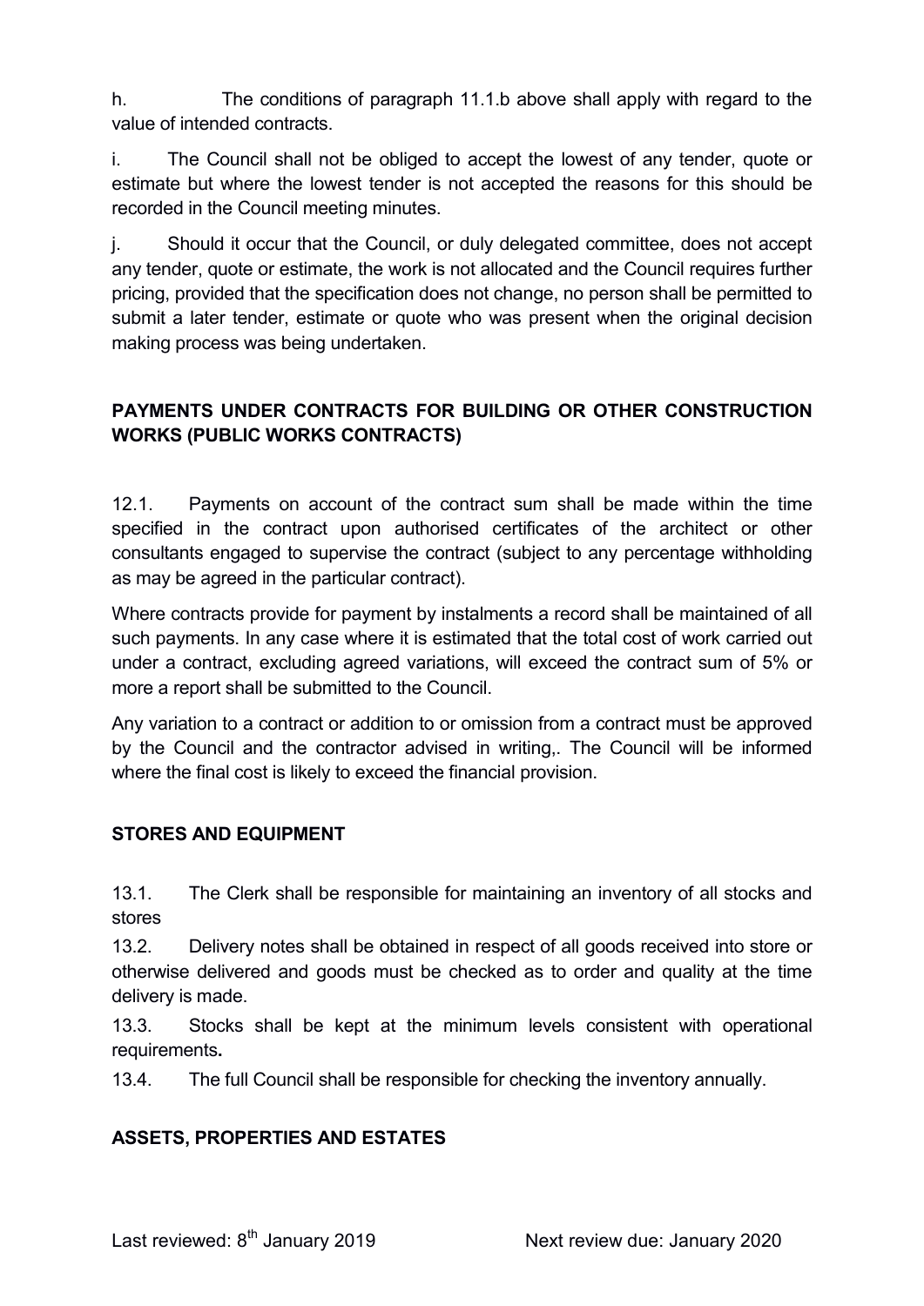h. The conditions of paragraph 11.1.b above shall apply with regard to the value of intended contracts.

i. The Council shall not be obliged to accept the lowest of any tender, quote or estimate but where the lowest tender is not accepted the reasons for this should be recorded in the Council meeting minutes.

j. Should it occur that the Council, or duly delegated committee, does not accept any tender, quote or estimate, the work is not allocated and the Council requires further pricing, provided that the specification does not change, no person shall be permitted to submit a later tender, estimate or quote who was present when the original decision making process was being undertaken.

**PAYMENTS UNDER CONTRACTS FOR BUILDING OR OTHER CONSTRUCTION WORKS (PUBLIC WORKS CONTRACTS)**

12.1. Payments on account of the contract sum shall be made within the time specified in the contract upon authorised certificates of the architect or other consultants engaged to supervise the contract (subject to any percentage withholding as may be agreed in the particular contract).

Where contracts provide for payment by instalments a record shall be maintained of all such payments. In any case where it is estimated that the total cost of work carried out under a contract, excluding agreed variations, will exceed the contract sum of 5% or more a report shall be submitted to the Council.

Any variation to a contract or addition to or omission from a contract must be approved by the Council and the contractor advised in writing,. The Council will be informed where the final cost is likely to exceed the financial provision.

**STORES AND EQUIPMENT**

13.1. The Clerk shall be responsible for maintaining an inventory of all stocks and stores

13.2. Delivery notes shall be obtained in respect of all goods received into store or otherwise delivered and goods must be checked as to order and quality at the time delivery is made.

13.3. Stocks shall be kept at the minimum levels consistent with operational requirements**.**

13.4. The full Council shall be responsible for checking the inventory annually.

**ASSETS, PROPERTIES AND ESTATES**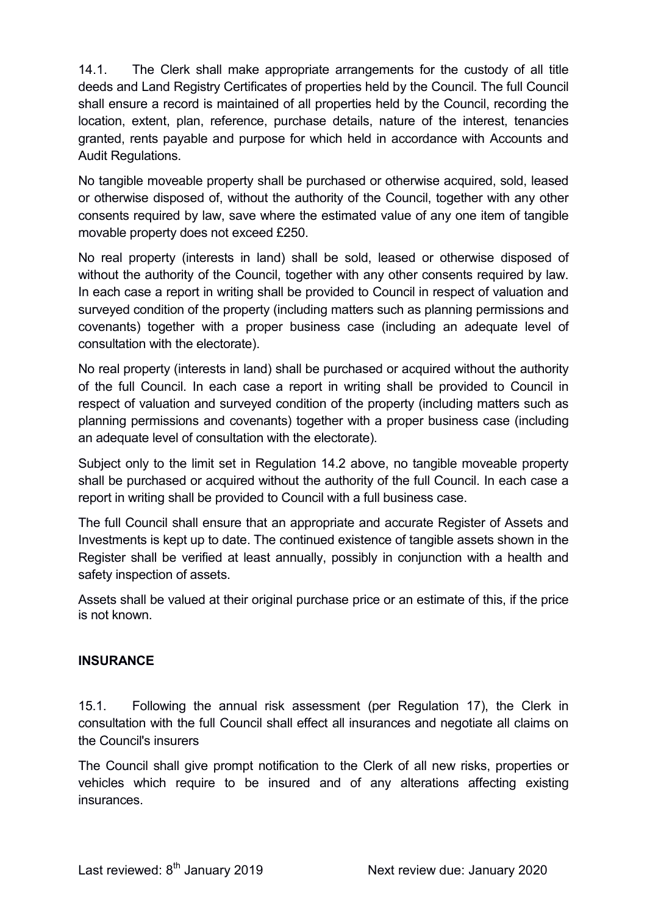14.1. The Clerk shall make appropriate arrangements for the custody of all title deeds and Land Registry Certificates of properties held by the Council. The full Council shall ensure a record is maintained of all properties held by the Council, recording the location, extent, plan, reference, purchase details, nature of the interest, tenancies granted, rents payable and purpose for which held in accordance with Accounts and Audit Regulations.

No tangible moveable property shall be purchased or otherwise acquired, sold, leased or otherwise disposed of, without the authority of the Council, together with any other consents required by law, save where the estimated value of any one item of tangible movable property does not exceed £250.

No real property (interests in land) shall be sold, leased or otherwise disposed of without the authority of the Council, together with any other consents required by law. In each case a report in writing shall be provided to Council in respect of valuation and surveyed condition of the property (including matters such as planning permissions and covenants) together with a proper business case (including an adequate level of consultation with the electorate).

No real property (interests in land) shall be purchased or acquired without the authority of the full Council. In each case a report in writing shall be provided to Council in respect of valuation and surveyed condition of the property (including matters such as planning permissions and covenants) together with a proper business case (including an adequate level of consultation with the electorate).

Subject only to the limit set in Regulation 14.2 above, no tangible moveable property shall be purchased or acquired without the authority of the full Council. In each case a report in writing shall be provided to Council with a full business case.

The full Council shall ensure that an appropriate and accurate Register of Assets and Investments is kept up to date. The continued existence of tangible assets shown in the Register shall be verified at least annually, possibly in conjunction with a health and safety inspection of assets.

Assets shall be valued at their original purchase price or an estimate of this, if the price is not known.

## INSURANCE

15.1. Following the annual risk assessment (per Regulation 17), the Clerk in consultation with the full Council shall effect all insurances and negotiate all claims on the Council's insurers

The Council shall give prompt notification to the Clerk of all new risks, properties or vehicles which require to be insured and of any alterations affecting existing insurances.

Last reviewed: 8th January 2019 Next review due: January 2020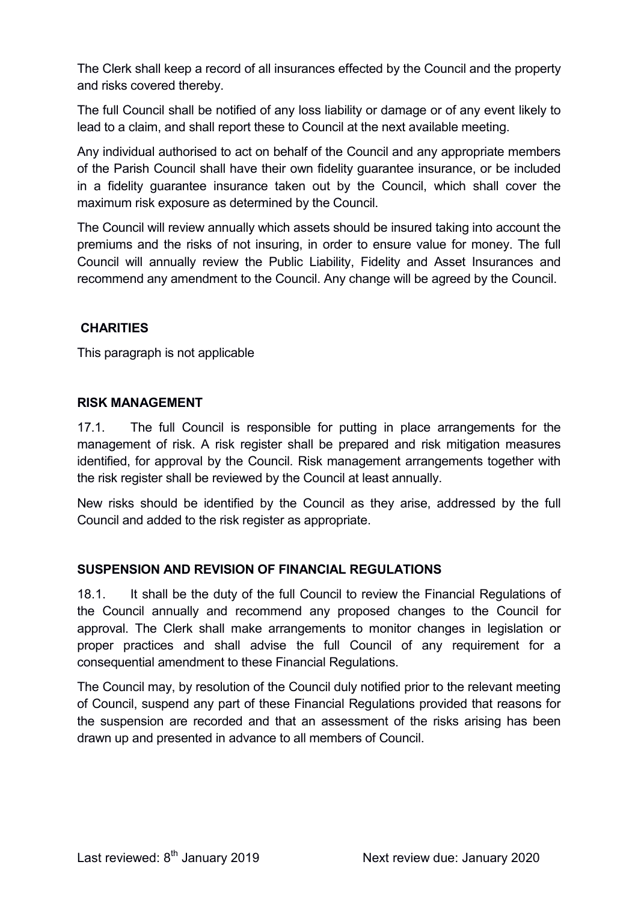The Clerk shall keep a record of all insurances effected by the Council and the property and risks covered thereby.

The full Council shall be notified of any loss liability or damage or of any event likely to lead to a claim, and shall report these to Council at the next available meeting.

Any individual authorised to act on behalf of the Council and any appropriate members of the Parish Council shall have their own fidelity guarantee insurance, or be included in a fidelity guarantee insurance taken out by the Council, which shall cover the maximum risk exposure as determined by the Council.

The Council will review annually which assets should be insured taking into account the premiums and the risks of not insuring, in order to ensure value for money. The full Council will annually review the Public Liability, Fidelity and Asset Insurances and recommend any amendment to the Council. Any change will be agreed by the Council.

## CHARITIES

This paragraph is not applicable

## RISK MANAGEMENT

17.1. The full Council is responsible for putting in place arrangements for the management of risk. A risk register shall be prepared and risk mitigation measures identified, for approval by the Council. Risk management arrangements together with the risk register shall be reviewed by the Council at least annually.

New risks should be identified by the Council as they arise, addressed by the full Council and added to the risk register as appropriate.

## SUSPENSION AND REVISION OF FINANCIAL REGULATIONS

18.1. It shall be the duty of the full Council to review the Financial Regulations of the Council annually and recommend any proposed changes to the Council for approval. The Clerk shall make arrangements to monitor changes in legislation or proper practices and shall advise the full Council of any requirement for a consequential amendment to these Financial Regulations.

The Council may, by resolution of the Council duly notified prior to the relevant meeting of Council, suspend any part of these Financial Regulations provided that reasons for the suspension are recorded and that an assessment of the risks arising has been drawn up and presented in advance to all members of Council.

Last reviewed: 8th January 2019 Next review due: January 2020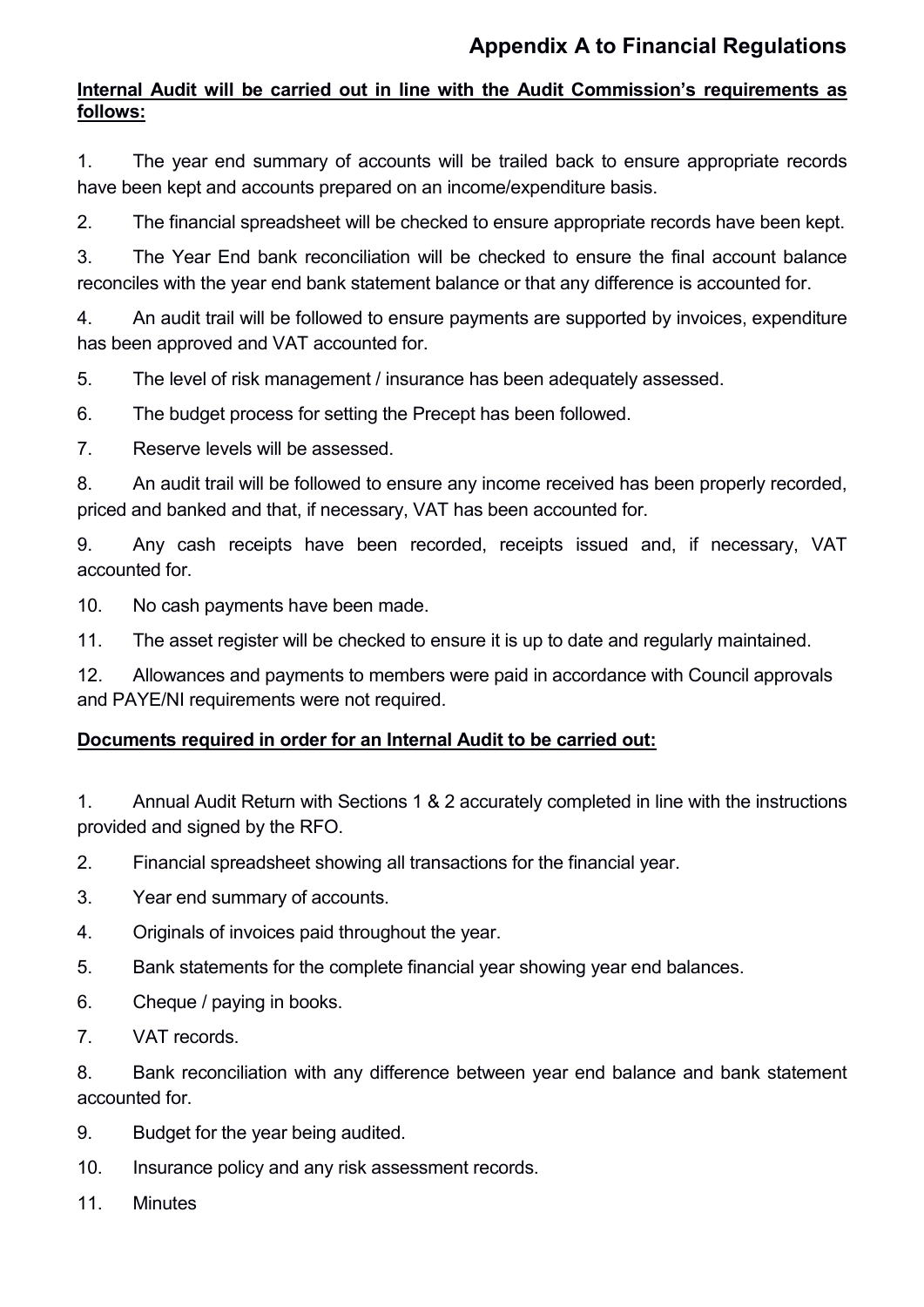# Appendix A to Financial Regulations

**Internal Audit will be carried out in line with the Audit Commission's requirements as follows:**

1. The year end summary of accounts will be trailed back to ensure appropriate records have been kept and accounts prepared on an income/expenditure basis.
2. The financial spreadsheet will be checked to ensure appropriate records have been kept.
3. The Year End bank reconciliation will be checked to ensure the final account balance reconciles with the year end bank statement balance or that any difference is accounted for.
4. An audit trail will be followed to ensure payments are supported by invoices, expenditure has been approved and VAT accounted for.
5. The level of risk management / insurance has been adequately assessed.
6. The budget process for setting the Precept has been followed.
7. Reserve levels will be assessed.
8. An audit trail will be followed to ensure any income received has been properly recorded, priced and banked and that, if necessary, VAT has been accounted for.
9. Any cash receipts have been recorded, receipts issued and, if necessary, VAT accounted for.
10. No cash payments have been made.
11. The asset register will be checked to ensure it is up to date and regularly maintained.
12. Allowances and payments to members were paid in accordance with Council approvals and PAYE/NI requirements were not required.

**Documents required in order for an Internal Audit to be carried out:**

1. Annual Audit Return with Sections 1 & 2 accurately completed in line with the instructions provided and signed by the RFO.
2. Financial spreadsheet showing all transactions for the financial year.
3. Year end summary of accounts.
4. Originals of invoices paid throughout the year.
5. Bank statements for the complete financial year showing year end balances.
6. Cheque / paying in books.
7. VAT records.
8. Bank reconciliation with any difference between year end balance and bank statement accounted for.
9. Budget for the year being audited.
10. Insurance policy and any risk assessment records.
11. Minutes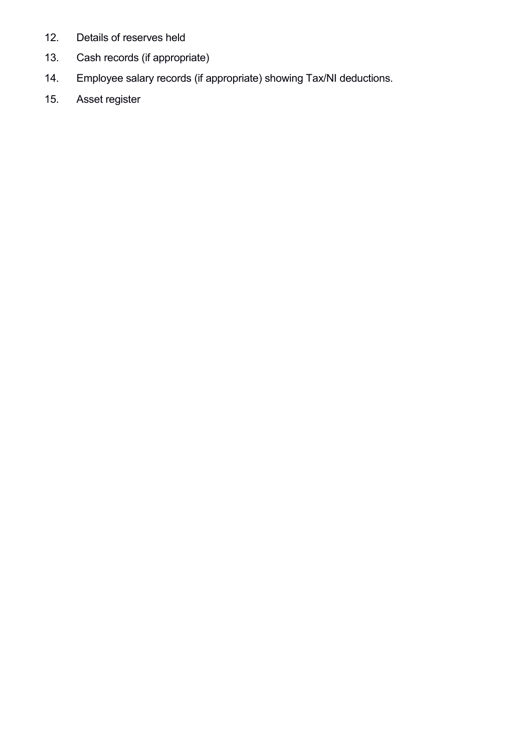12. Details of reserves held
13. Cash records (if appropriate)
14. Employee salary records (if appropriate) showing Tax/NI deductions.
15. Asset register